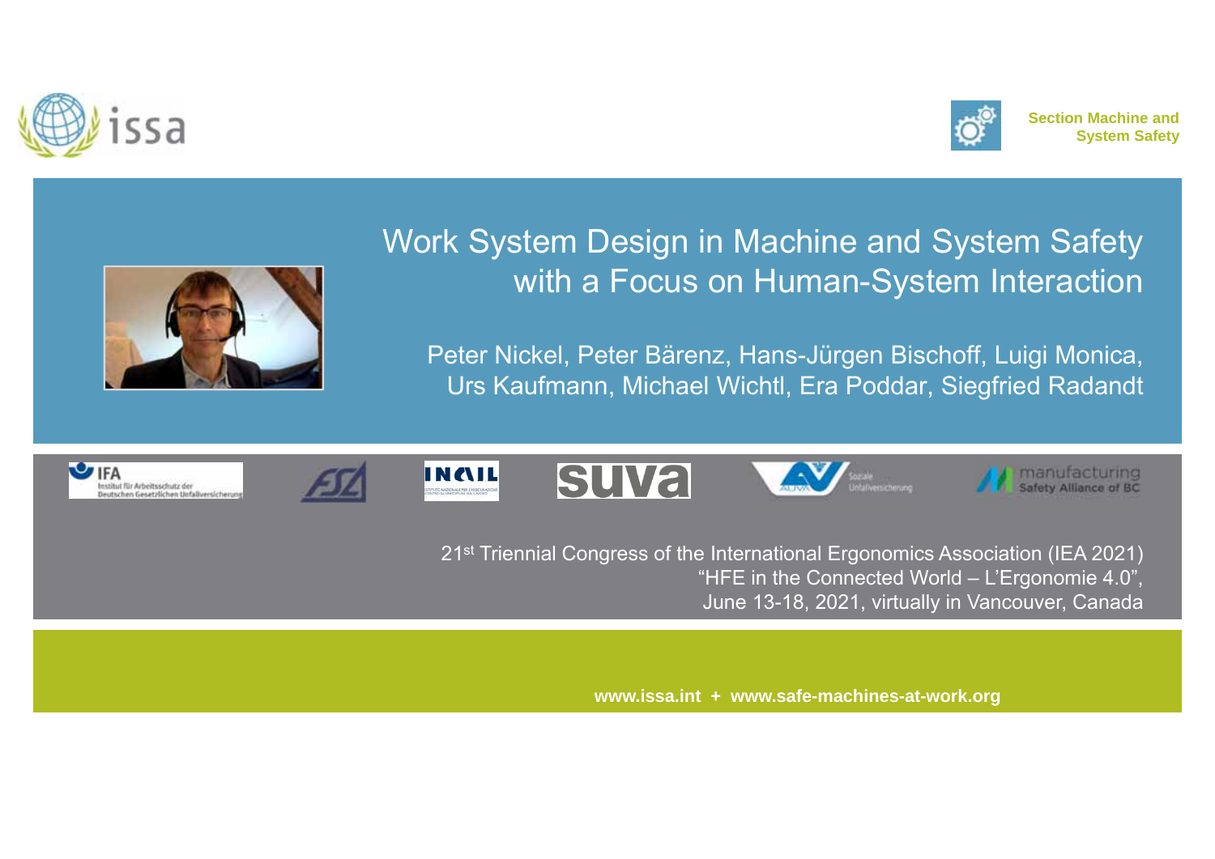Section Machine and System Safety

# Work System Design in Machine and System Safety with a Focus on Human-System Interaction

Peter Nickel, Peter Bärenz, Hans-Jürgen Bischoff, Luigi Monica, Urs Kaufmann, Michael Wichtl, Era Poddar, Siegfried Radandt

21st Triennial Congress of the International Ergonomics Association (IEA 2021)
"HFE in the Connected World – L'Ergonomie 4.0",
June 13-18, 2021, virtually in Vancouver, Canada

**www.issa.int + www.safe-machines-at-work.org**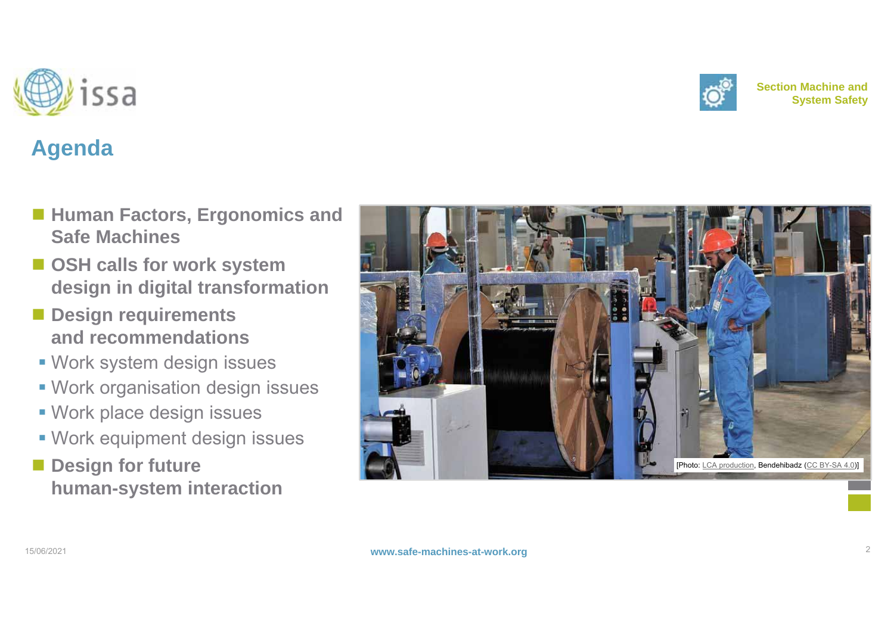## Agenda

- **Human Factors, Ergonomics and Safe Machines**
- **OSH calls for work system design in digital transformation**
- **Design requirements and recommendations**
  - Work system design issues
  - Work organisation design issues
  - Work place design issues
  - Work equipment design issues
- **Design for future human-system interaction**

[Photo: LCA production, Bendehibadz (CC BY-SA 4.0)]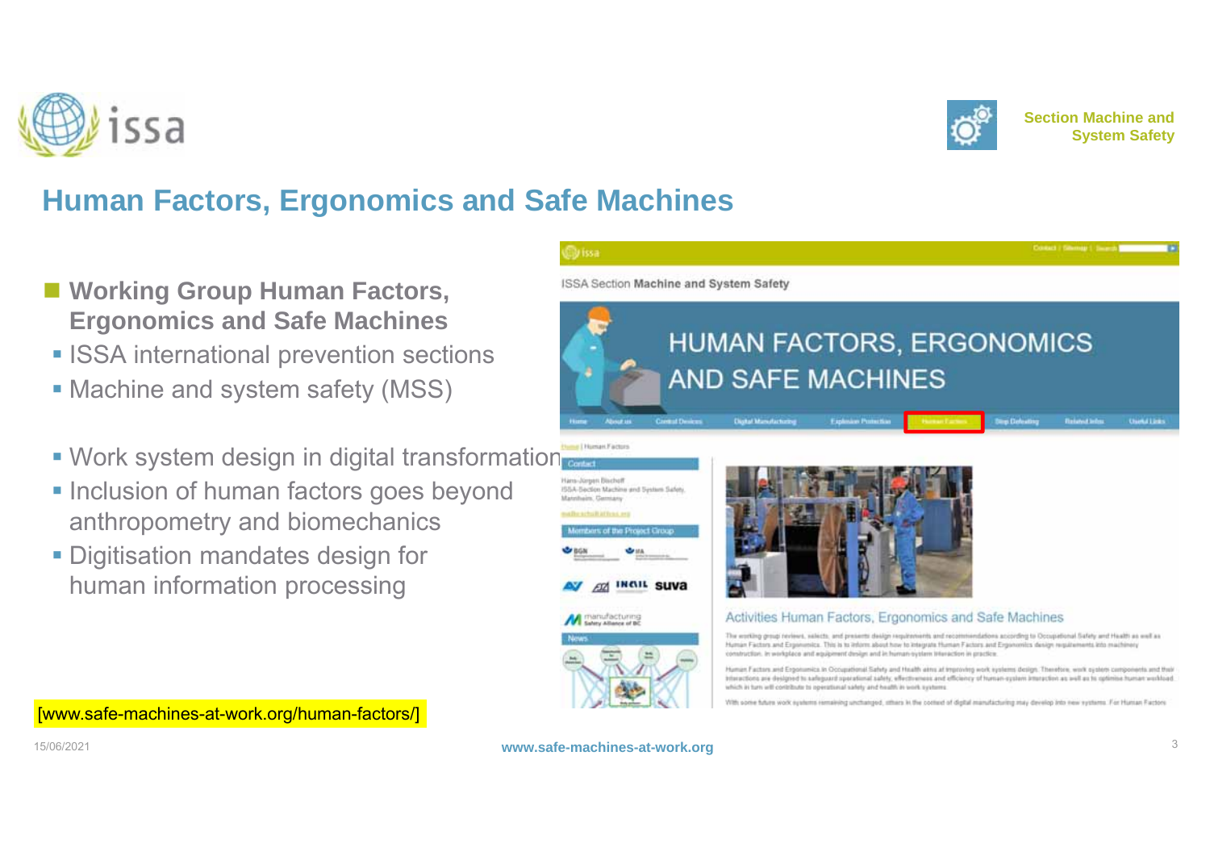Section Machine and System Safety

# Human Factors, Ergonomics and Safe Machines

- **Working Group Human Factors, Ergonomics and Safe Machines**
  - ISSA international prevention sections
  - Machine and system safety (MSS)

  - Work system design in digital transformation
  - Inclusion of human factors goes beyond anthropometry and biomechanics
  - Digitisation mandates design for human information processing

[www.safe-machines-at-work.org/human-factors/]

15/06/2021

www.safe-machines-at-work.org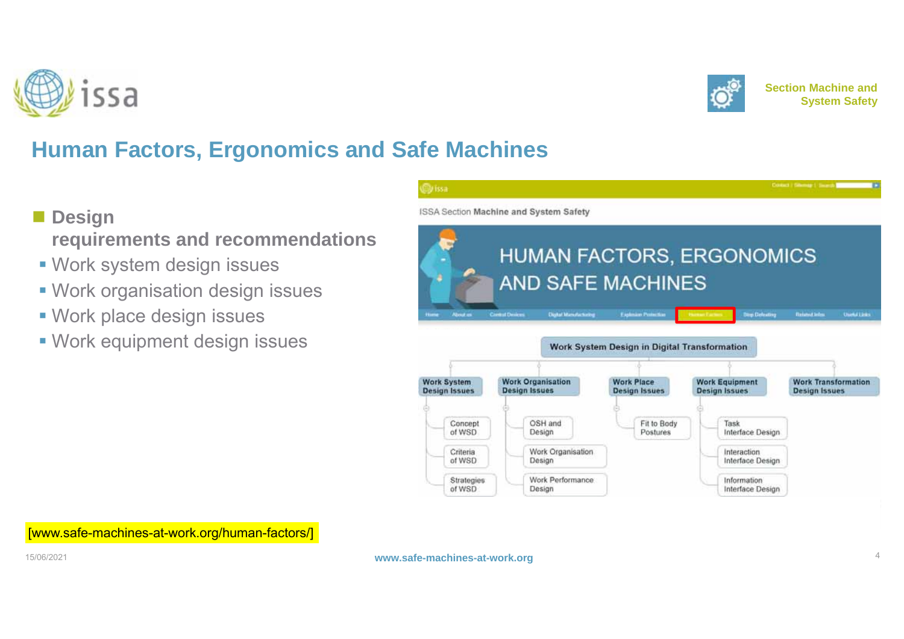Section Machine and System Safety

# Human Factors, Ergonomics and Safe Machines

- **Design requirements and recommendations**
  - Work system design issues
  - Work organisation design issues
  - Work place design issues
  - Work equipment design issues

ISSA Section **Machine and System Safety**

HUMAN FACTORS, ERGONOMICS AND SAFE MACHINES

**Work System Design in Digital Transformation**

- **Work System Design Issues**
  - Concept of WSD
  - Criteria of WSD
  - Strategies of WSD
- **Work Organisation Design Issues**
  - OSH and Design
  - Work Organisation Design
  - Work Performance Design
- **Work Place Design Issues**
  - Fit to Body Postures
- **Work Equipment Design Issues**
  - Task Interface Design
  - Interaction Interface Design
  - Information Interface Design
- **Work Transformation Design Issues**

[www.safe-machines-at-work.org/human-factors/]

15/06/2021

www.safe-machines-at-work.org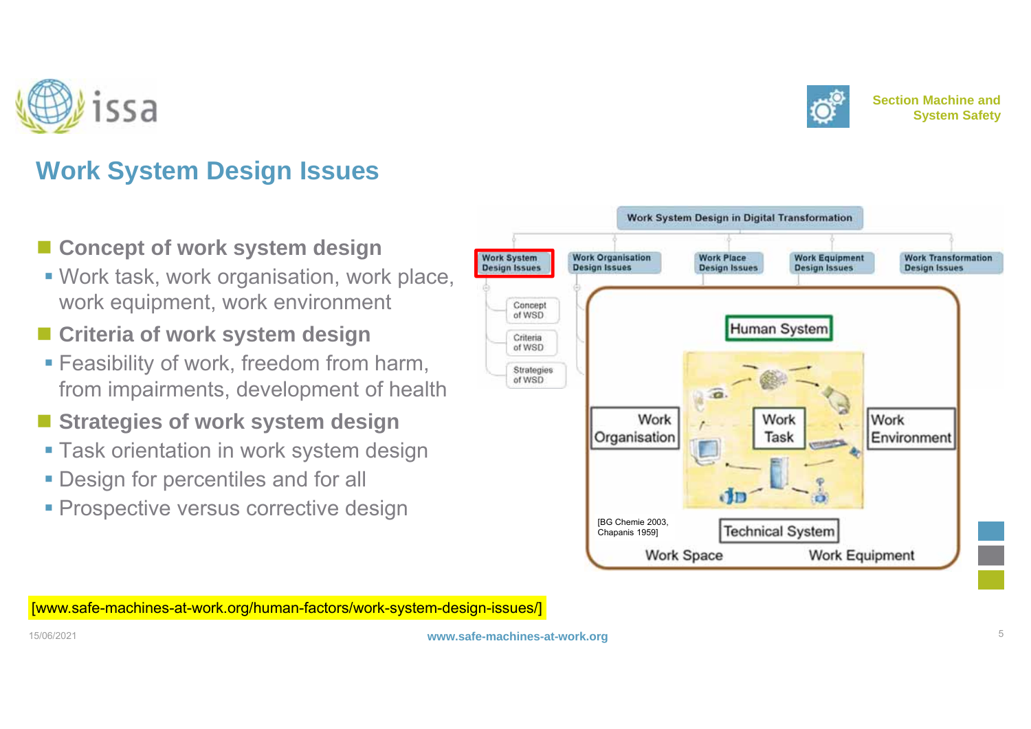# Work System Design Issues

- **Concept of work system design**
  - Work task, work organisation, work place, work equipment, work environment
- **Criteria of work system design**
  - Feasibility of work, freedom from harm, from impairments, development of health
- **Strategies of work system design**
  - Task orientation in work system design
  - Design for percentiles and for all
  - Prospective versus corrective design

Work System Design in Digital Transformation

- Work System Design Issues
  - Concept of WSD
  - Criteria of WSD
  - Strategies of WSD
- Work Organisation Design Issues
- Work Place Design Issues
- Work Equipment Design Issues
- Work Transformation Design Issues

Human System, Work Organisation, Work Task, Work Environment, Technical System, Work Space, Work Equipment

[BG Chemie 2003, Chapanis 1959]

[www.safe-machines-at-work.org/human-factors/work-system-design-issues/]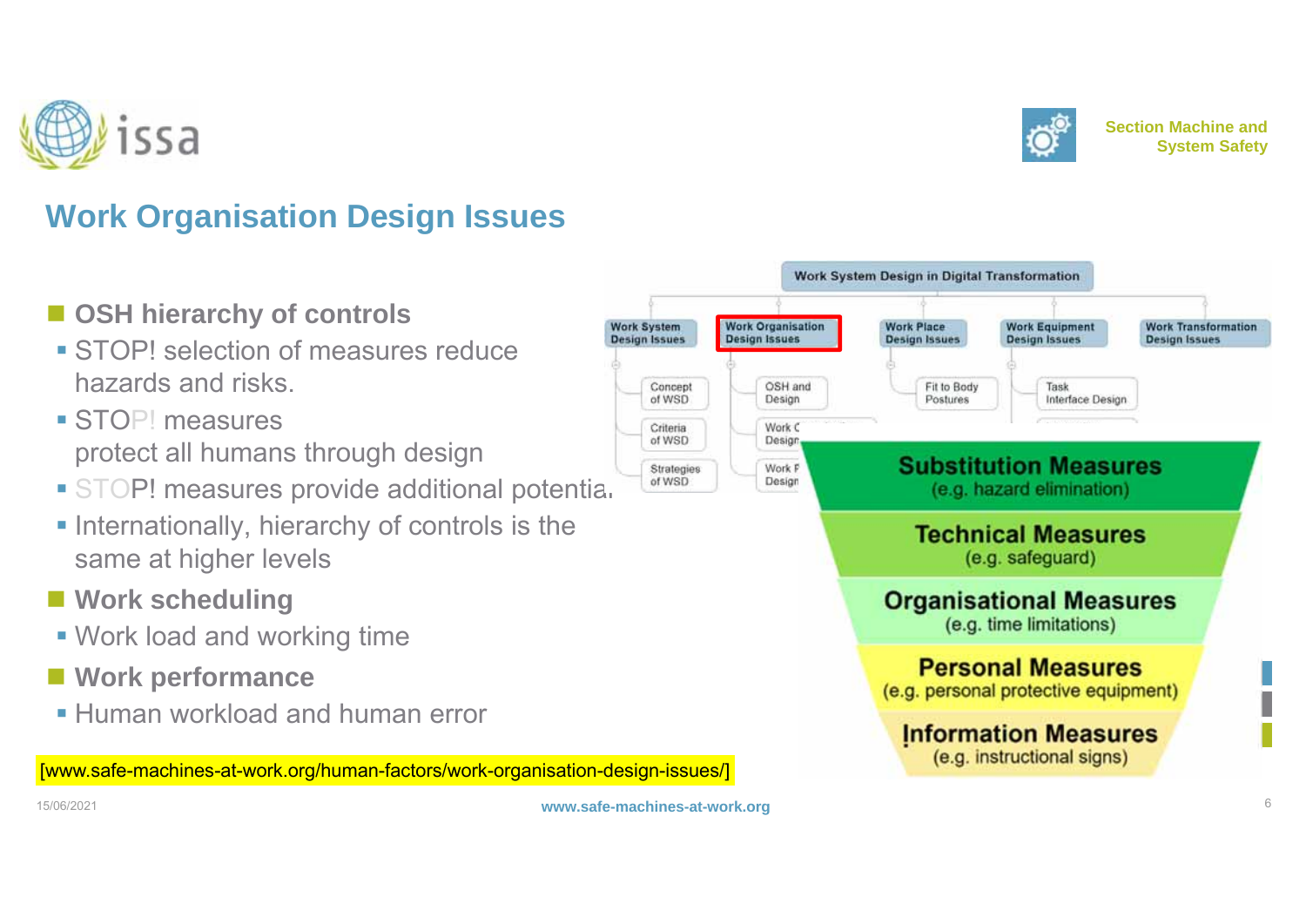## Work Organisation Design Issues

- **OSH hierarchy of controls**
  - STOP! selection of measures reduce hazards and risks.
  - STOP! measures protect all humans through design
  - STOP! measures provide additional potentia.
  - Internationally, hierarchy of controls is the same at higher levels
- **Work scheduling**
  - Work load and working time
- **Work performance**
  - Human workload and human error

Work System Design in Digital Transformation

- Work System Design Issues
  - Concept of WSD
  - Criteria of WSD
  - Strategies of WSD
- Work Organisation Design Issues
  - OSH and Design
  - Work C Design
  - Work P Design
- Work Place Design Issues
  - Fit to Body Postures
- Work Equipment Design Issues
  - Task Interface Design
- Work Transformation Design Issues

**Substitution Measures** (e.g. hazard elimination)

**Technical Measures** (e.g. safeguard)

**Organisational Measures** (e.g. time limitations)

**Personal Measures** (e.g. personal protective equipment)

**Information Measures** (e.g. instructional signs)

[www.safe-machines-at-work.org/human-factors/work-organisation-design-issues/]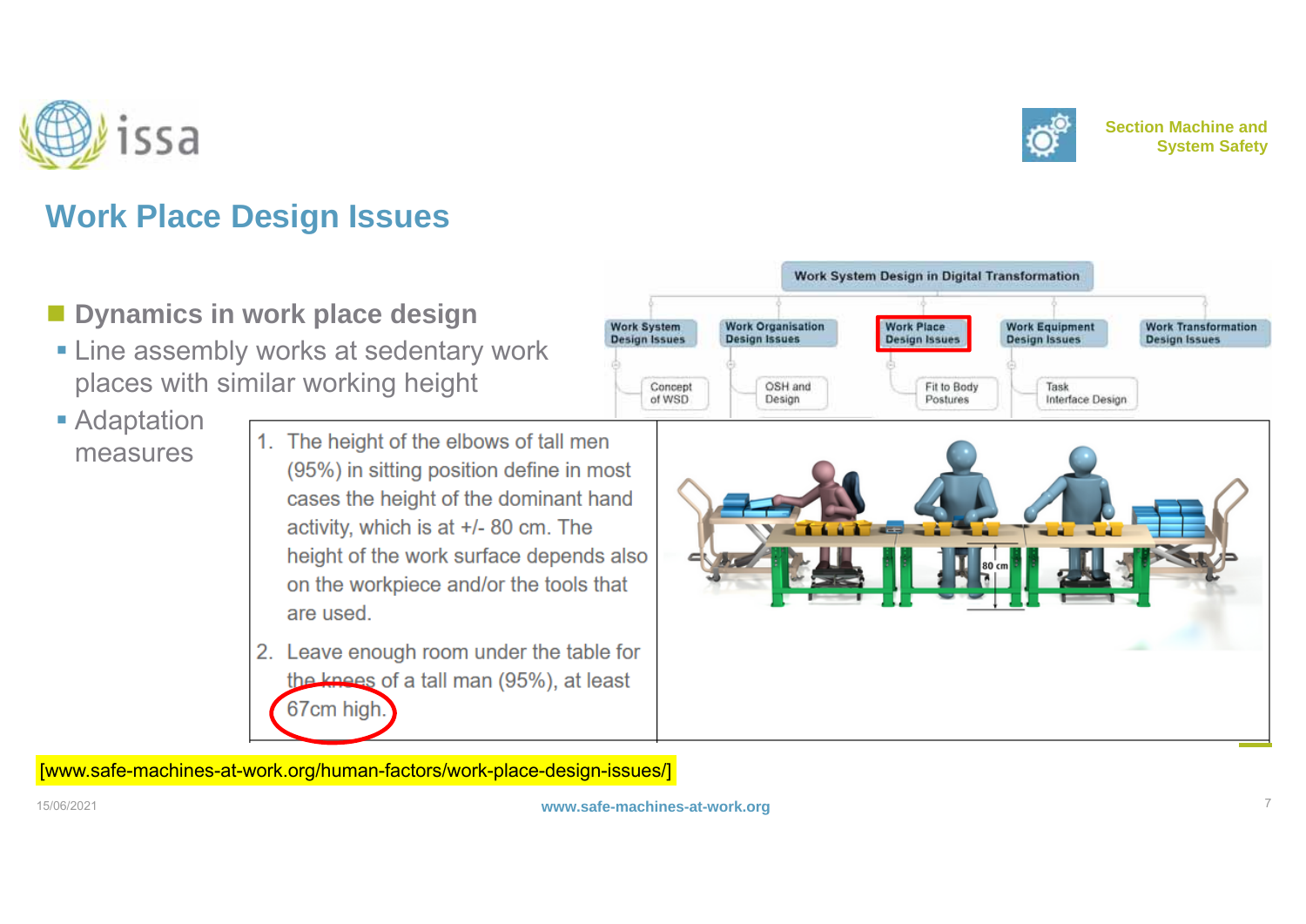## Work Place Design Issues

Work System Design in Digital Transformation

- Work System Design Issues
  - Concept of WSD
- Work Organisation Design Issues
  - OSH and Design
- Work Place Design Issues
  - Fit to Body Postures
- Work Equipment Design Issues
  - Task Interface Design
- Work Transformation Design Issues

- **Dynamics in work place design**
  - Line assembly works at sedentary work places with similar working height
  - Adaptation measures

1. The height of the elbows of tall men (95%) in sitting position define in most cases the height of the dominant hand activity, which is at +/- 80 cm. The height of the work surface depends also on the workpiece and/or the tools that are used.
2. Leave enough room under the table for the knees of a tall man (95%), at least 67cm high.

80 cm

[www.safe-machines-at-work.org/human-factors/work-place-design-issues/]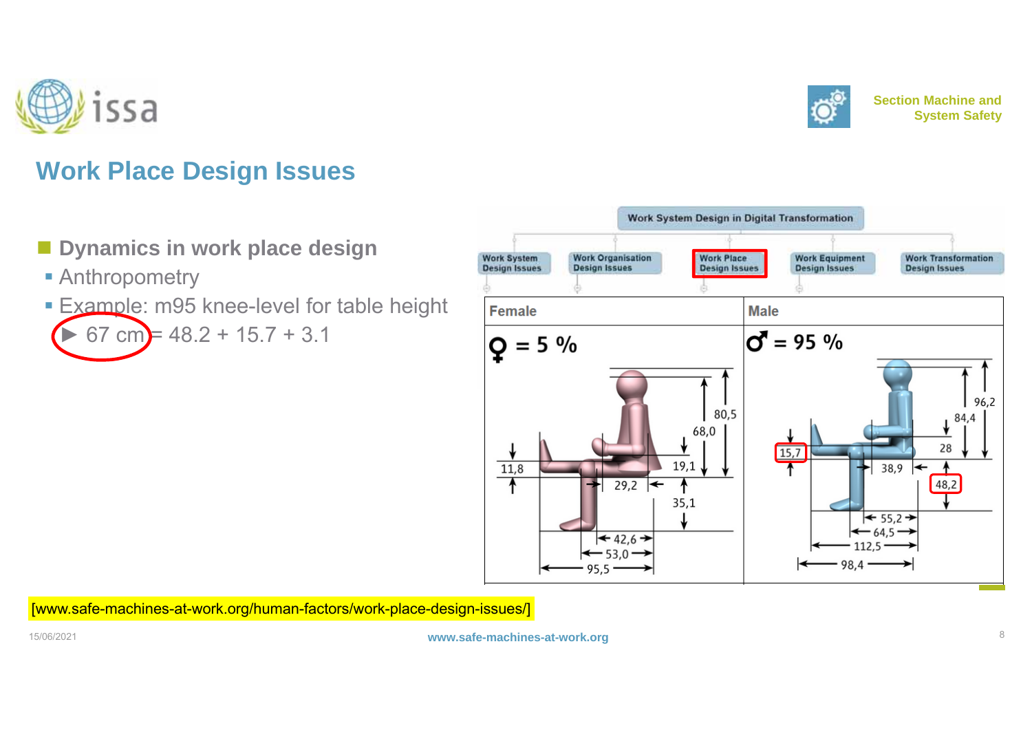## Work Place Design Issues

- **Dynamics in work place design**
  - Anthropometry
  - Example: m95 knee-level for table height
    - ► 67 cm = 48.2 + 15.7 + 3.1

Work System Design in Digital Transformation

Work System Design Issues | Work Organisation Design Issues | Work Place Design Issues | Work Equipment Design Issues | Work Transformation Design Issues

| Female | Male |
| --- | --- |
| ♀ = 5 % | ♂ = 95 % |

Female: 80,5; 68,0; 19,1; 11,8; 29,2; 35,1; 42,6; 53,0; 95,5

Male: 96,2; 84,4; 28; 15,7; 38,9; 48,2; 55,2; 64,5; 112,5; 98,4

[www.safe-machines-at-work.org/human-factors/work-place-design-issues/]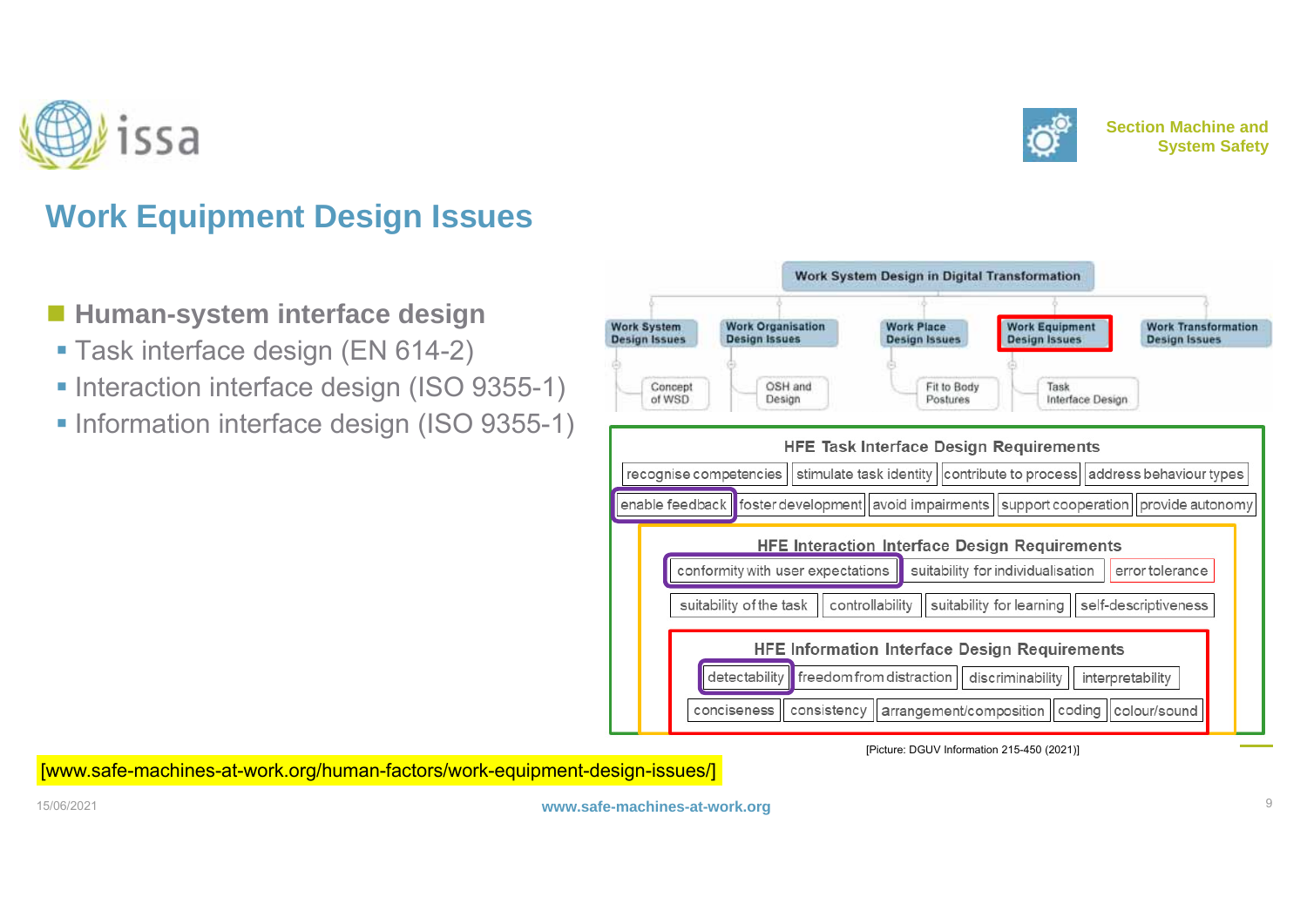# Work Equipment Design Issues

- **Human-system interface design**
  - Task interface design (EN 614-2)
  - Interaction interface design (ISO 9355-1)
  - Information interface design (ISO 9355-1)

Work System Design in Digital Transformation

- Work System Design Issues
  - Concept of WSD
- Work Organisation Design Issues
  - OSH and Design
- Work Place Design Issues
  - Fit to Body Postures
- Work Equipment Design Issues
  - Task Interface Design
- Work Transformation Design Issues

**HFE Task Interface Design Requirements**

recognise competencies | stimulate task identity | contribute to process | address behaviour types | enable feedback | foster development | avoid impairments | support cooperation | provide autonomy

**HFE Interaction Interface Design Requirements**

conformity with user expectations | suitability for individualisation | error tolerance | suitability of the task | controllability | suitability for learning | self-descriptiveness

**HFE Information Interface Design Requirements**

detectability | freedom from distraction | discriminability | interpretability | conciseness | consistency | arrangement/composition | coding | colour/sound

[Picture: DGUV Information 215-450 (2021)]

[www.safe-machines-at-work.org/human-factors/work-equipment-design-issues/]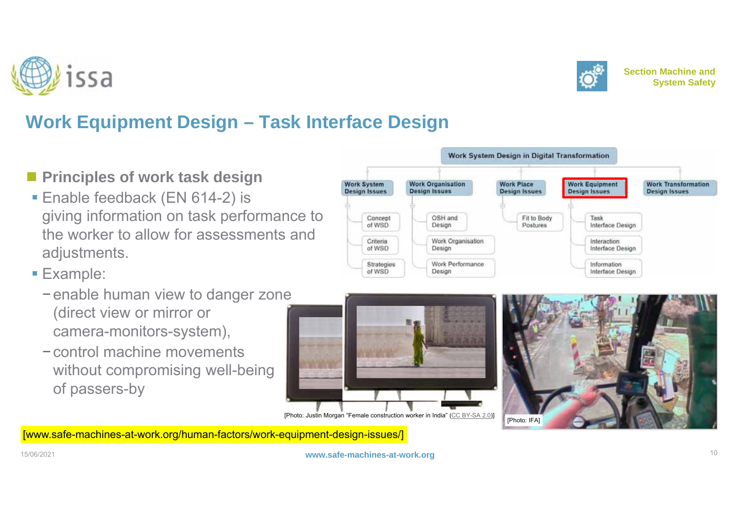# Work Equipment Design – Task Interface Design

- **Principles of work task design**
  - Enable feedback (EN 614-2) is giving information on task performance to the worker to allow for assessments and adjustments.
  - Example:
    - enable human view to danger zone (direct view or mirror or camera-monitors-system),
    - control machine movements without compromising well-being of passers-by

Work System Design in Digital Transformation

- Work System Design Issues
  - Concept of WSD
  - Criteria of WSD
  - Strategies of WSD
- Work Organisation Design Issues
  - OSH and Design
  - Work Organisation Design
  - Work Performance Design
- Work Place Design Issues
  - Fit to Body Postures
- Work Equipment Design Issues
  - Task Interface Design
  - Interaction Interface Design
  - Information Interface Design
- Work Transformation Design Issues

[Photo: Justin Morgan "Female construction worker in India" (CC BY-SA 2.0)]

[Photo: IFA]

[www.safe-machines-at-work.org/human-factors/work-equipment-design-issues/]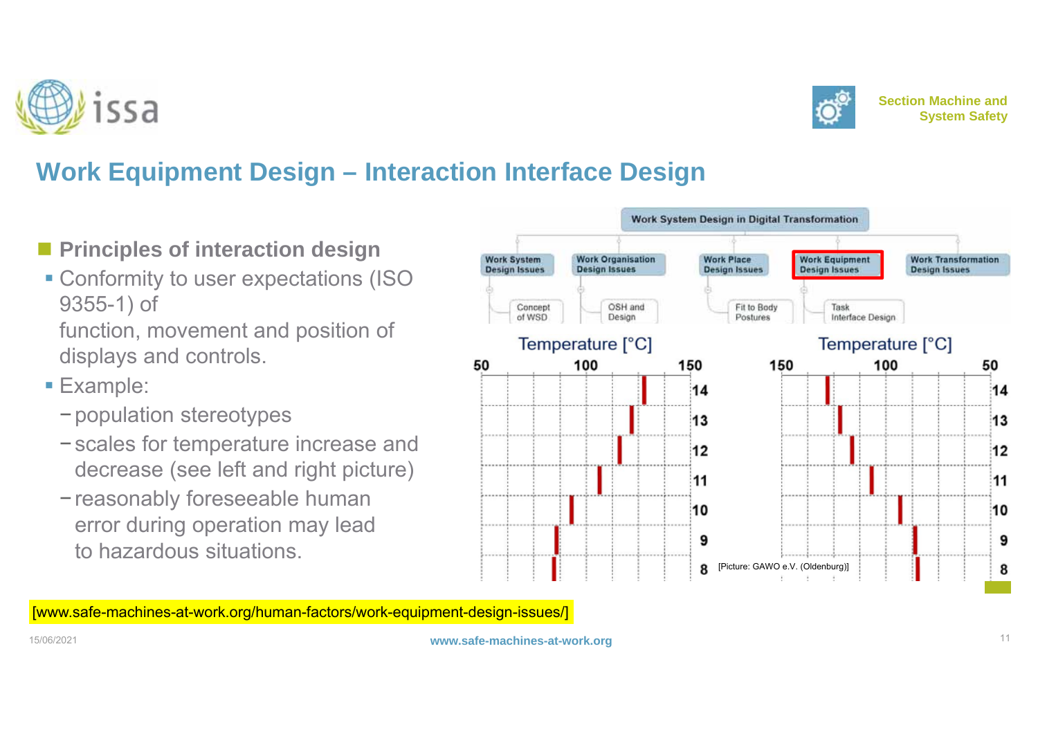# Work Equipment Design – Interaction Interface Design

- **Principles of interaction design**
  - Conformity to user expectations (ISO 9355-1) of function, movement and position of displays and controls.
  - Example:
    - population stereotypes
    - scales for temperature increase and decrease (see left and right picture)
    - reasonably foreseeable human error during operation may lead to hazardous situations.

Work System Design in Digital Transformation

Work System Design Issues | Work Organisation Design Issues | Work Place Design Issues | **Work Equipment Design Issues** | Work Transformation Design Issues

Concept of WSD | OSH and Design | Fit to Body Postures | Task Interface Design

Temperature [°C]

Temperature [°C]

[Picture: GAWO e.V. (Oldenburg)]

[www.safe-machines-at-work.org/human-factors/work-equipment-design-issues/]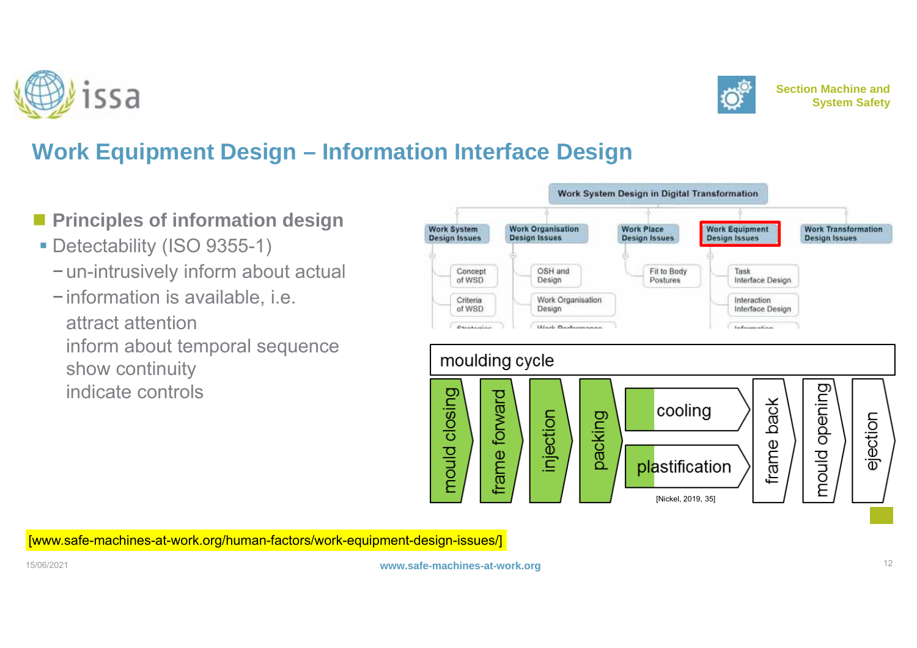# Work Equipment Design – Information Interface Design

- **Principles of information design**
  - Detectability (ISO 9355-1)
    - un-intrusively inform about actual
    - information is available, i.e.

      attract attention

      inform about temporal sequence

      show continuity

      indicate controls

Work System Design in Digital Transformation

| Work System Design Issues | Work Organisation Design Issues | Work Place Design Issues | Work Equipment Design Issues | Work Transformation Design Issues |
|---|---|---|---|---|
| Concept of WSD | OSH and Design | Fit to Body Postures | Task Interface Design | |
| Criteria of WSD | Work Organisation Design | | Interaction Interface Design | |

moulding cycle

mould closing → frame forward → injection → packing → cooling / plastification → frame back → mould opening → ejection

[Nickel, 2019, 35]

[www.safe-machines-at-work.org/human-factors/work-equipment-design-issues/]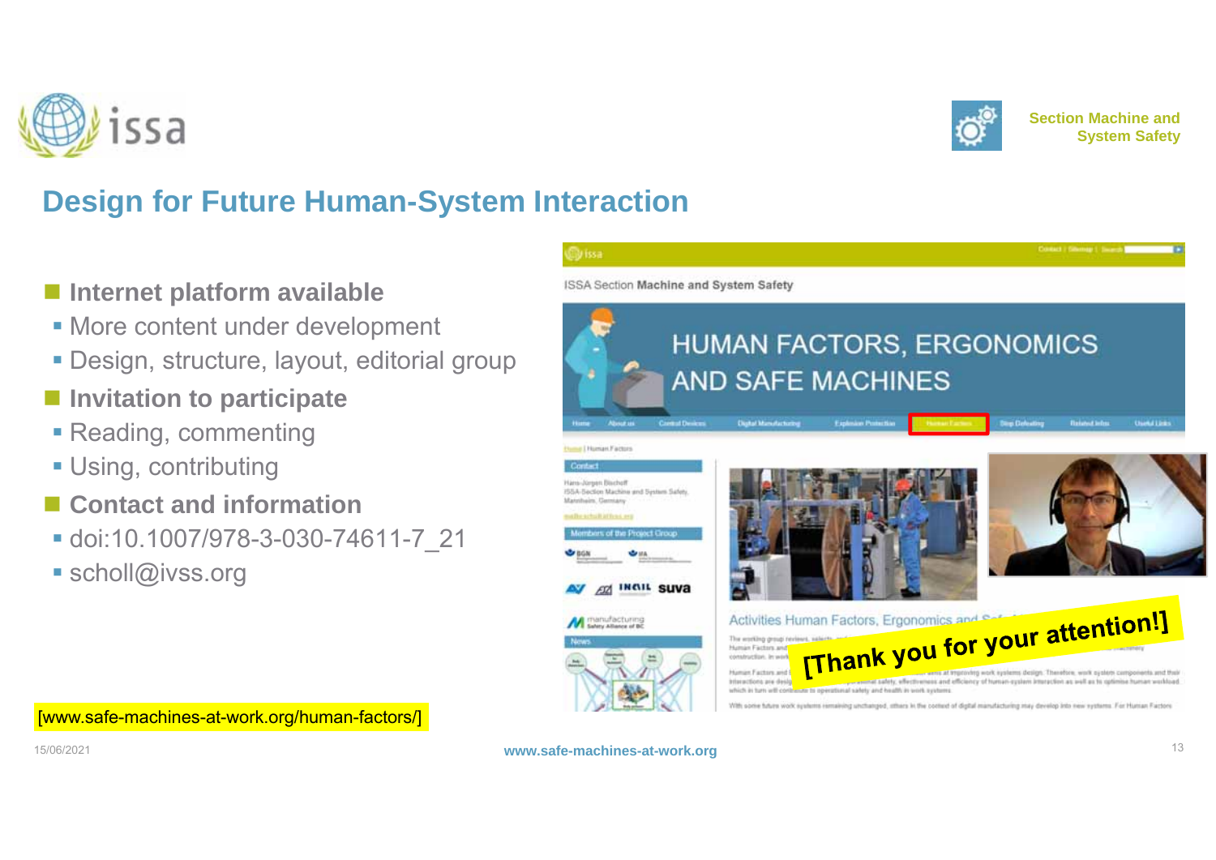# Design for Future Human-System Interaction

- **Internet platform available**
  - More content under development
  - Design, structure, layout, editorial group
- **Invitation to participate**
  - Reading, commenting
  - Using, contributing
- **Contact and information**
  - doi:10.1007/978-3-030-74611-7_21
  - scholl@ivss.org

[www.safe-machines-at-work.org/human-factors/]

[Thank you for your attention!]